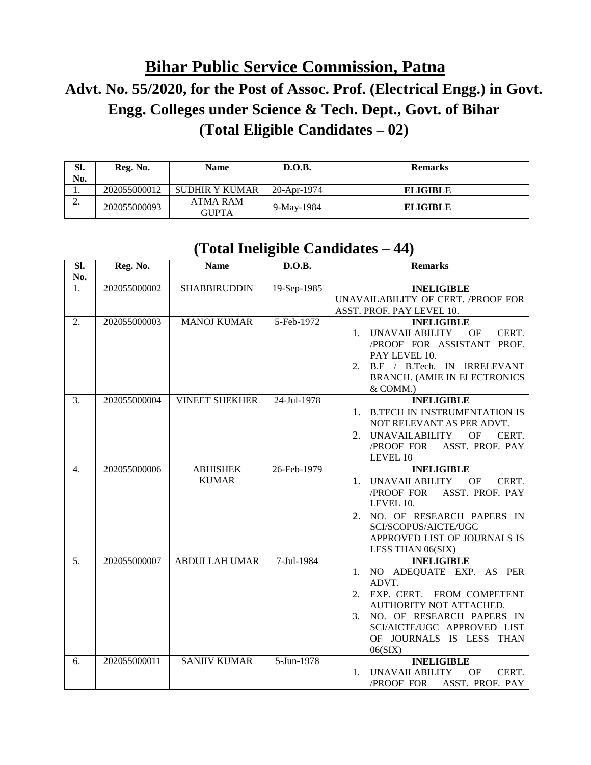# Bihar Public Service Commission, Patna

## Advt. No. 55/2020, for the Post of Assoc. Prof. (Electrical Engg.) in Govt. Engg. Colleges under Science & Tech. Dept., Govt. of Bihar

## (Total Eligible Candidates – 02)

| Sl. No. | Reg. No. | Name | D.O.B. | Remarks |
|---|---|---|---|---|
| 1. | 202055000012 | SUDHIR Y KUMAR | 20-Apr-1974 | **ELIGIBLE** |
| 2. | 202055000093 | ATMA RAM GUPTA | 9-May-1984 | **ELIGIBLE** |

## (Total Ineligible Candidates – 44)

| Sl. No. | Reg. No. | Name | D.O.B. | Remarks |
|---|---|---|---|---|
| 1. | 202055000002 | SHABBIRUDDIN | 19-Sep-1985 | **INELIGIBLE** UNAVAILABILITY OF CERT. /PROOF FOR ASST. PROF. PAY LEVEL 10. |
| 2. | 202055000003 | MANOJ KUMAR | 5-Feb-1972 | **INELIGIBLE** 1. UNAVAILABILITY OF CERT. /PROOF FOR ASSISTANT PROF. PAY LEVEL 10. 2. B.E / B.Tech. IN IRRELEVANT BRANCH. (AMIE IN ELECTRONICS & COMM.) |
| 3. | 202055000004 | VINEET SHEKHER | 24-Jul-1978 | **INELIGIBLE** 1. B.TECH IN INSTRUMENTATION IS NOT RELEVANT AS PER ADVT. 2. UNAVAILABILITY OF CERT. /PROOF FOR ASST. PROF. PAY LEVEL 10 |
| 4. | 202055000006 | ABHISHEK KUMAR | 26-Feb-1979 | **INELIGIBLE** 1. UNAVAILABILITY OF CERT. /PROOF FOR ASST. PROF. PAY LEVEL 10. 2. NO. OF RESEARCH PAPERS IN SCI/SCOPUS/AICTE/UGC APPROVED LIST OF JOURNALS IS LESS THAN 06(SIX) |
| 5. | 202055000007 | ABDULLAH UMAR | 7-Jul-1984 | **INELIGIBLE** 1. NO ADEQUATE EXP. AS PER ADVT. 2. EXP. CERT. FROM COMPETENT AUTHORITY NOT ATTACHED. 3. NO. OF RESEARCH PAPERS IN SCI/AICTE/UGC APPROVED LIST OF JOURNALS IS LESS THAN 06(SIX) |
| 6. | 202055000011 | SANJIV KUMAR | 5-Jun-1978 | **INELIGIBLE** 1. UNAVAILABILITY OF CERT. /PROOF FOR ASST. PROF. PAY |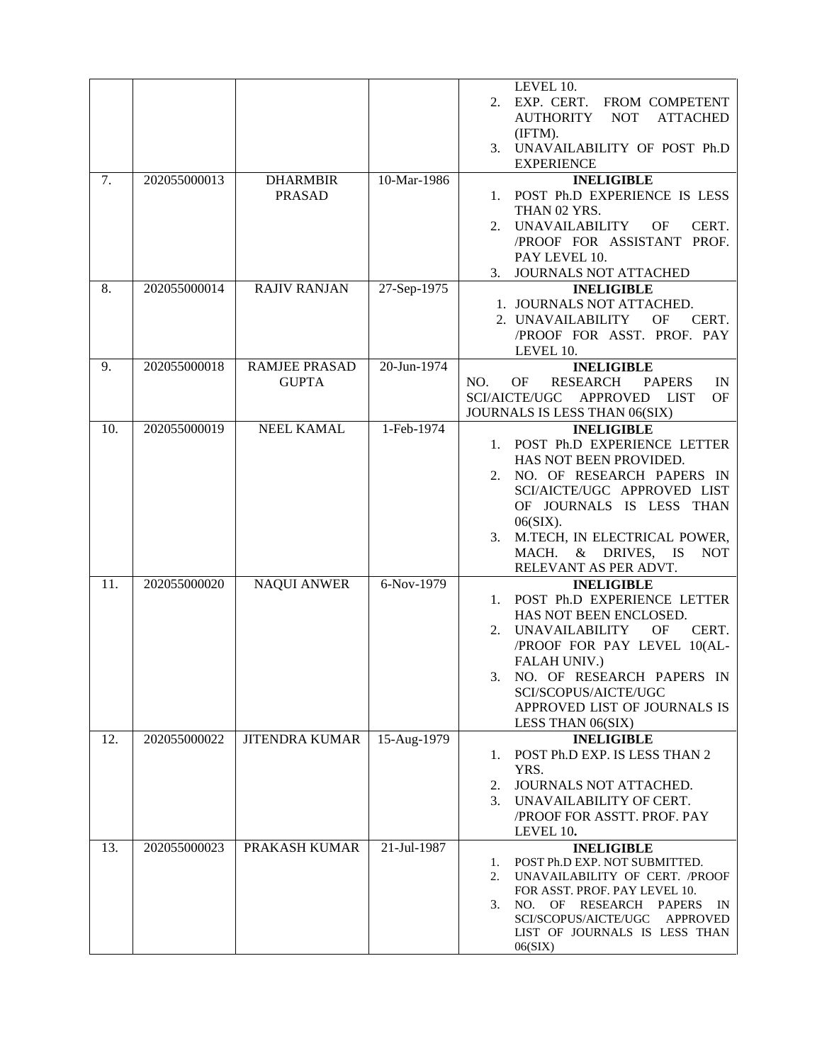| | | | | LEVEL 10.<br>2. EXP. CERT. FROM COMPETENT AUTHORITY NOT ATTACHED (IFTM).<br>3. UNAVAILABILITY OF POST Ph.D EXPERIENCE |
|---|---|---|---|---|
| 7. | 202055000013 | DHARMBIR PRASAD | 10-Mar-1986 | **INELIGIBLE**<br>1. POST Ph.D EXPERIENCE IS LESS THAN 02 YRS.<br>2. UNAVAILABILITY OF CERT. /PROOF FOR ASSISTANT PROF. PAY LEVEL 10.<br>3. JOURNALS NOT ATTACHED |
| 8. | 202055000014 | RAJIV RANJAN | 27-Sep-1975 | **INELIGIBLE**<br>1. JOURNALS NOT ATTACHED.<br>2. UNAVAILABILITY OF CERT. /PROOF FOR ASST. PROF. PAY LEVEL 10. |
| 9. | 202055000018 | RAMJEE PRASAD GUPTA | 20-Jun-1974 | **INELIGIBLE**<br>NO. OF RESEARCH PAPERS IN SCI/AICTE/UGC APPROVED LIST OF JOURNALS IS LESS THAN 06(SIX) |
| 10. | 202055000019 | NEEL KAMAL | 1-Feb-1974 | **INELIGIBLE**<br>1. POST Ph.D EXPERIENCE LETTER HAS NOT BEEN PROVIDED.<br>2. NO. OF RESEARCH PAPERS IN SCI/AICTE/UGC APPROVED LIST OF JOURNALS IS LESS THAN 06(SIX).<br>3. M.TECH, IN ELECTRICAL POWER, MACH. & DRIVES, IS NOT RELEVANT AS PER ADVT. |
| 11. | 202055000020 | NAQUI ANWER | 6-Nov-1979 | **INELIGIBLE**<br>1. POST Ph.D EXPERIENCE LETTER HAS NOT BEEN ENCLOSED.<br>2. UNAVAILABILITY OF CERT. /PROOF FOR PAY LEVEL 10(AL-FALAH UNIV.)<br>3. NO. OF RESEARCH PAPERS IN SCI/SCOPUS/AICTE/UGC APPROVED LIST OF JOURNALS IS LESS THAN 06(SIX) |
| 12. | 202055000022 | JITENDRA KUMAR | 15-Aug-1979 | **INELIGIBLE**<br>1. POST Ph.D EXP. IS LESS THAN 2 YRS.<br>2. JOURNALS NOT ATTACHED.<br>3. UNAVAILABILITY OF CERT. /PROOF FOR ASSTT. PROF. PAY LEVEL 10. |
| 13. | 202055000023 | PRAKASH KUMAR | 21-Jul-1987 | **INELIGIBLE**<br>1. POST Ph.D EXP. NOT SUBMITTED.<br>2. UNAVAILABILITY OF CERT. /PROOF FOR ASST. PROF. PAY LEVEL 10.<br>3. NO. OF RESEARCH PAPERS IN SCI/SCOPUS/AICTE/UGC APPROVED LIST OF JOURNALS IS LESS THAN 06(SIX) |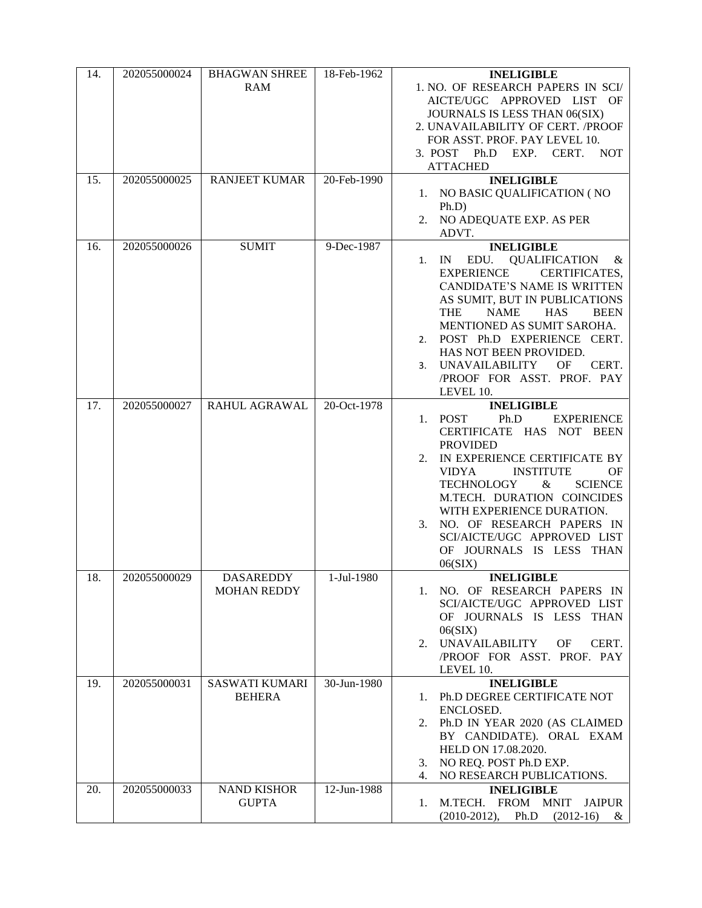| 14. | 202055000024 | BHAGWAN SHREE RAM | 18-Feb-1962 | **INELIGIBLE**<br>1. NO. OF RESEARCH PAPERS IN SCI/ AICTE/UGC APPROVED LIST OF JOURNALS IS LESS THAN 06(SIX)<br>2. UNAVAILABILITY OF CERT. /PROOF FOR ASST. PROF. PAY LEVEL 10.<br>3. POST Ph.D EXP. CERT. NOT ATTACHED |
|---|---|---|---|---|
| 15. | 202055000025 | RANJEET KUMAR | 20-Feb-1990 | **INELIGIBLE**<br>1. NO BASIC QUALIFICATION ( NO Ph.D)<br>2. NO ADEQUATE EXP. AS PER ADVT. |
| 16. | 202055000026 | SUMIT | 9-Dec-1987 | **INELIGIBLE**<br>1. IN EDU. QUALIFICATION & EXPERIENCE CERTIFICATES, CANDIDATE'S NAME IS WRITTEN AS SUMIT, BUT IN PUBLICATIONS THE NAME HAS BEEN MENTIONED AS SUMIT SAROHA.<br>2. POST Ph.D EXPERIENCE CERT. HAS NOT BEEN PROVIDED.<br>3. UNAVAILABILITY OF CERT. /PROOF FOR ASST. PROF. PAY LEVEL 10. |
| 17. | 202055000027 | RAHUL AGRAWAL | 20-Oct-1978 | **INELIGIBLE**<br>1. POST Ph.D EXPERIENCE CERTIFICATE HAS NOT BEEN PROVIDED<br>2. IN EXPERIENCE CERTIFICATE BY VIDYA INSTITUTE OF TECHNOLOGY & SCIENCE M.TECH. DURATION COINCIDES WITH EXPERIENCE DURATION.<br>3. NO. OF RESEARCH PAPERS IN SCI/AICTE/UGC APPROVED LIST OF JOURNALS IS LESS THAN 06(SIX) |
| 18. | 202055000029 | DASAREDDY MOHAN REDDY | 1-Jul-1980 | **INELIGIBLE**<br>1. NO. OF RESEARCH PAPERS IN SCI/AICTE/UGC APPROVED LIST OF JOURNALS IS LESS THAN 06(SIX)<br>2. UNAVAILABILITY OF CERT. /PROOF FOR ASST. PROF. PAY LEVEL 10. |
| 19. | 202055000031 | SASWATI KUMARI BEHERA | 30-Jun-1980 | **INELIGIBLE**<br>1. Ph.D DEGREE CERTIFICATE NOT ENCLOSED.<br>2. Ph.D IN YEAR 2020 (AS CLAIMED BY CANDIDATE). ORAL EXAM HELD ON 17.08.2020.<br>3. NO REQ. POST Ph.D EXP.<br>4. NO RESEARCH PUBLICATIONS. |
| 20. | 202055000033 | NAND KISHOR GUPTA | 12-Jun-1988 | **INELIGIBLE**<br>1. M.TECH. FROM MNIT JAIPUR (2010-2012), Ph.D (2012-16) & |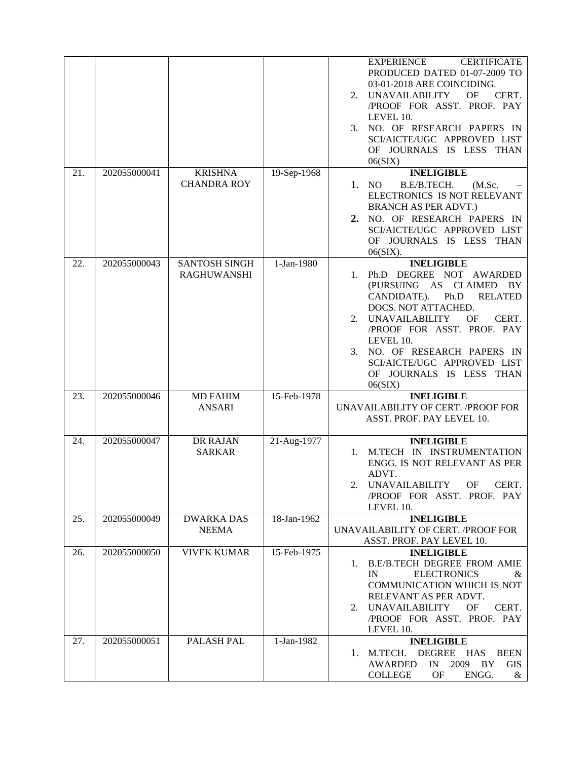| | | | | |
|---|---|---|---|---|
| | | | | EXPERIENCE CERTIFICATE PRODUCED DATED 01-07-2009 TO 03-01-2018 ARE COINCIDING.<br>2. UNAVAILABILITY OF CERT. /PROOF FOR ASST. PROF. PAY LEVEL 10.<br>3. NO. OF RESEARCH PAPERS IN SCI/AICTE/UGC APPROVED LIST OF JOURNALS IS LESS THAN 06(SIX) |
| 21. | 202055000041 | KRISHNA CHANDRA ROY | 19-Sep-1968 | **INELIGIBLE**<br>1. NO B.E/B.TECH. (M.Sc. – ELECTRONICS IS NOT RELEVANT BRANCH AS PER ADVT.)<br>2. NO. OF RESEARCH PAPERS IN SCI/AICTE/UGC APPROVED LIST OF JOURNALS IS LESS THAN 06(SIX). |
| 22. | 202055000043 | SANTOSH SINGH RAGHUWANSHI | 1-Jan-1980 | **INELIGIBLE**<br>1. Ph.D DEGREE NOT AWARDED (PURSUING AS CLAIMED BY CANDIDATE). Ph.D RELATED DOCS. NOT ATTACHED.<br>2. UNAVAILABILITY OF CERT. /PROOF FOR ASST. PROF. PAY LEVEL 10.<br>3. NO. OF RESEARCH PAPERS IN SCI/AICTE/UGC APPROVED LIST OF JOURNALS IS LESS THAN 06(SIX) |
| 23. | 202055000046 | MD FAHIM ANSARI | 15-Feb-1978 | **INELIGIBLE**<br>UNAVAILABILITY OF CERT. /PROOF FOR ASST. PROF. PAY LEVEL 10. |
| 24. | 202055000047 | DR RAJAN SARKAR | 21-Aug-1977 | **INELIGIBLE**<br>1. M.TECH IN INSTRUMENTATION ENGG. IS NOT RELEVANT AS PER ADVT.<br>2. UNAVAILABILITY OF CERT. /PROOF FOR ASST. PROF. PAY LEVEL 10. |
| 25. | 202055000049 | DWARKA DAS NEEMA | 18-Jan-1962 | **INELIGIBLE**<br>UNAVAILABILITY OF CERT. /PROOF FOR ASST. PROF. PAY LEVEL 10. |
| 26. | 202055000050 | VIVEK KUMAR | 15-Feb-1975 | **INELIGIBLE**<br>1. B.E/B.TECH DEGREE FROM AMIE IN ELECTRONICS & COMMUNICATION WHICH IS NOT RELEVANT AS PER ADVT.<br>2. UNAVAILABILITY OF CERT. /PROOF FOR ASST. PROF. PAY LEVEL 10. |
| 27. | 202055000051 | PALASH PAL | 1-Jan-1982 | **INELIGIBLE**<br>1. M.TECH. DEGREE HAS BEEN AWARDED IN 2009 BY GIS COLLEGE OF ENGG. & |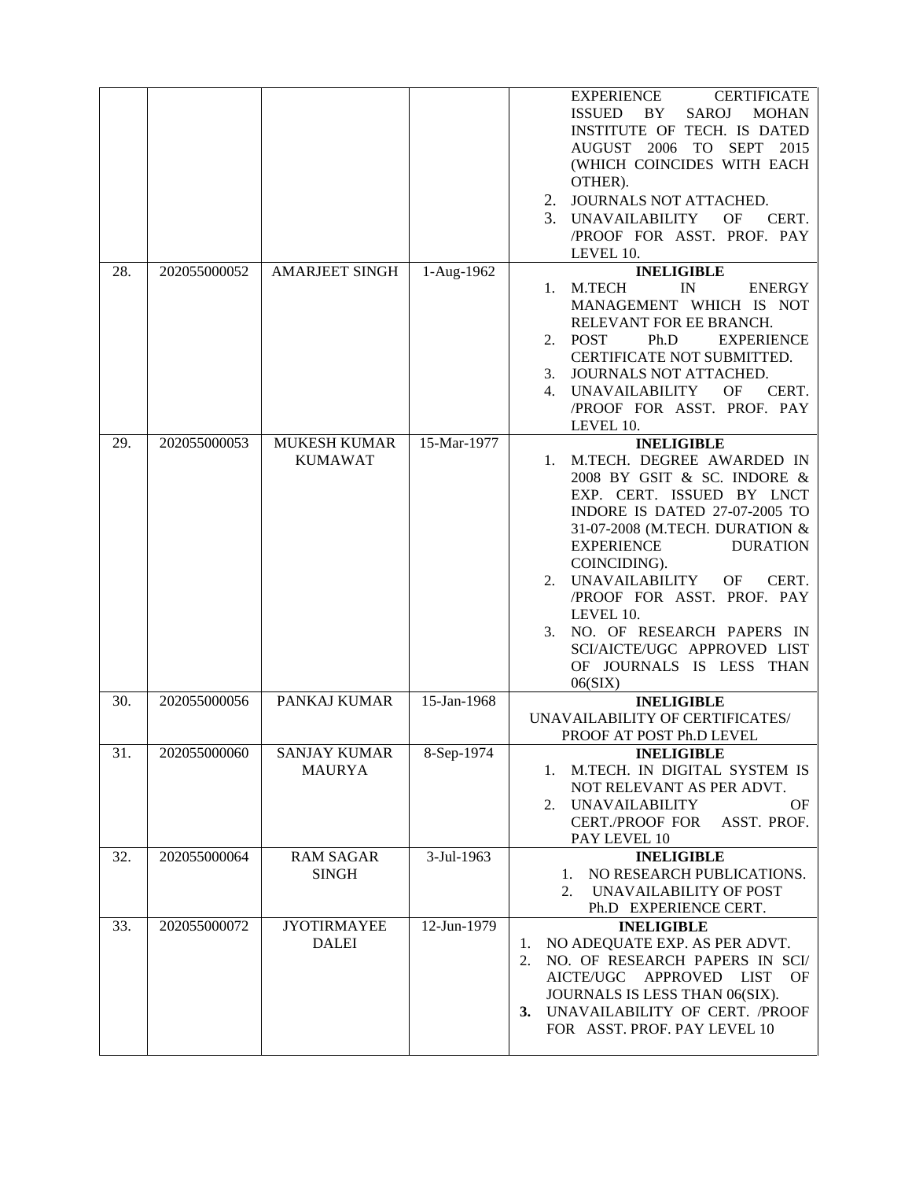|  |  |  |  |  |
|---|---|---|---|---|
|  |  |  |  | EXPERIENCE CERTIFICATE ISSUED BY SAROJ MOHAN INSTITUTE OF TECH. IS DATED AUGUST 2006 TO SEPT 2015 (WHICH COINCIDES WITH EACH OTHER).<br>2. JOURNALS NOT ATTACHED.<br>3. UNAVAILABILITY OF CERT. /PROOF FOR ASST. PROF. PAY LEVEL 10. |
| 28. | 202055000052 | AMARJEET SINGH | 1-Aug-1962 | **INELIGIBLE**<br>1. M.TECH IN ENERGY MANAGEMENT WHICH IS NOT RELEVANT FOR EE BRANCH.<br>2. POST Ph.D EXPERIENCE CERTIFICATE NOT SUBMITTED.<br>3. JOURNALS NOT ATTACHED.<br>4. UNAVAILABILITY OF CERT. /PROOF FOR ASST. PROF. PAY LEVEL 10. |
| 29. | 202055000053 | MUKESH KUMAR KUMAWAT | 15-Mar-1977 | **INELIGIBLE**<br>1. M.TECH. DEGREE AWARDED IN 2008 BY GSIT & SC. INDORE & EXP. CERT. ISSUED BY LNCT INDORE IS DATED 27-07-2005 TO 31-07-2008 (M.TECH. DURATION & EXPERIENCE DURATION COINCIDING).<br>2. UNAVAILABILITY OF CERT. /PROOF FOR ASST. PROF. PAY LEVEL 10.<br>3. NO. OF RESEARCH PAPERS IN SCI/AICTE/UGC APPROVED LIST OF JOURNALS IS LESS THAN 06(SIX) |
| 30. | 202055000056 | PANKAJ KUMAR | 15-Jan-1968 | **INELIGIBLE**<br>UNAVAILABILITY OF CERTIFICATES/ PROOF AT POST Ph.D LEVEL |
| 31. | 202055000060 | SANJAY KUMAR MAURYA | 8-Sep-1974 | **INELIGIBLE**<br>1. M.TECH. IN DIGITAL SYSTEM IS NOT RELEVANT AS PER ADVT.<br>2. UNAVAILABILITY OF CERT./PROOF FOR ASST. PROF. PAY LEVEL 10 |
| 32. | 202055000064 | RAM SAGAR SINGH | 3-Jul-1963 | **INELIGIBLE**<br>1. NO RESEARCH PUBLICATIONS.<br>2. UNAVAILABILITY OF POST Ph.D EXPERIENCE CERT. |
| 33. | 202055000072 | JYOTIRMAYEE DALEI | 12-Jun-1979 | **INELIGIBLE**<br>1. NO ADEQUATE EXP. AS PER ADVT.<br>2. NO. OF RESEARCH PAPERS IN SCI/ AICTE/UGC APPROVED LIST OF JOURNALS IS LESS THAN 06(SIX).<br>**3.** UNAVAILABILITY OF CERT. /PROOF FOR ASST. PROF. PAY LEVEL 10 |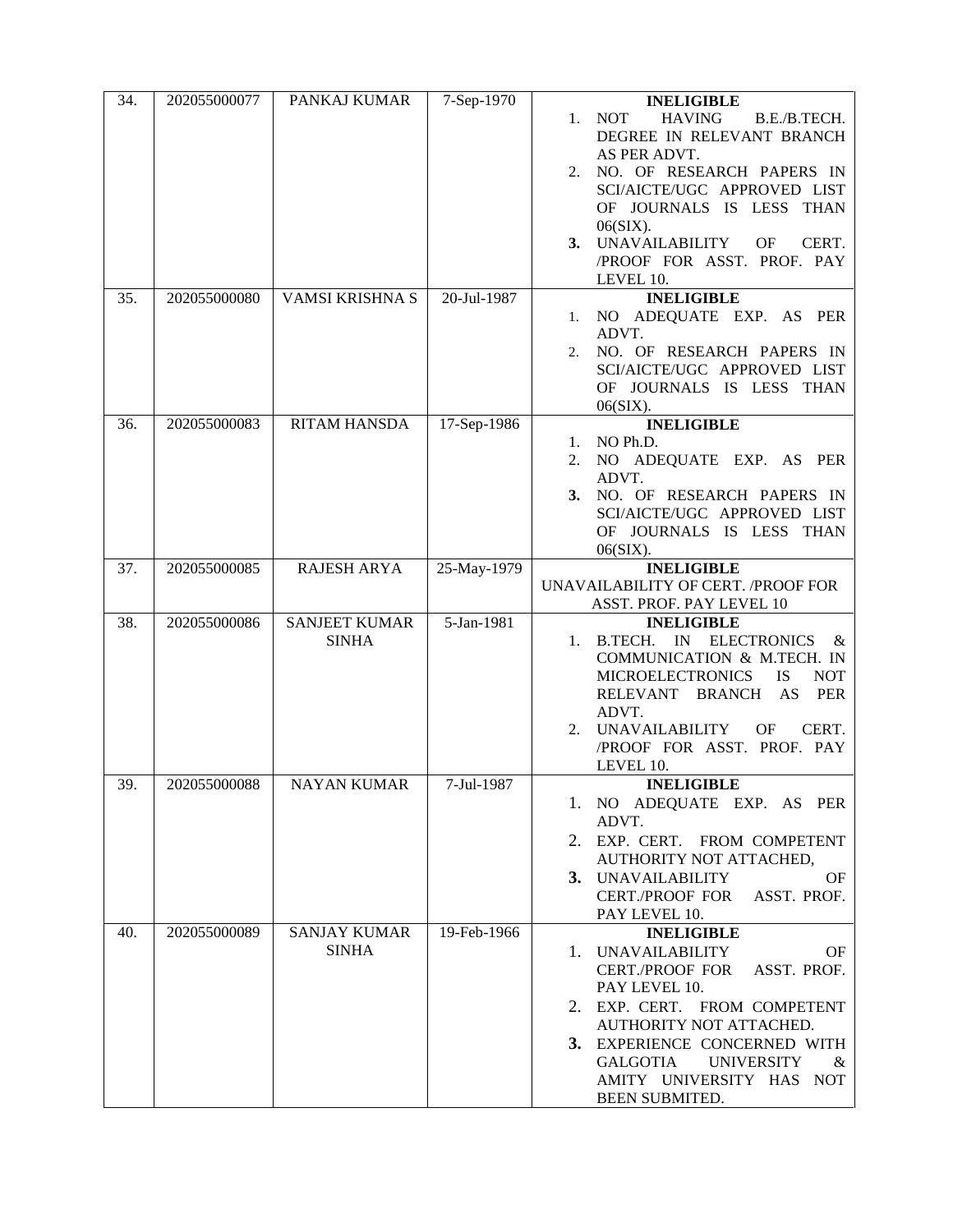| 34. | 202055000077 | PANKAJ KUMAR | 7-Sep-1970 | **INELIGIBLE**<br>1. NOT HAVING B.E./B.TECH. DEGREE IN RELEVANT BRANCH AS PER ADVT.<br>2. NO. OF RESEARCH PAPERS IN SCI/AICTE/UGC APPROVED LIST OF JOURNALS IS LESS THAN 06(SIX).<br>3. UNAVAILABILITY OF CERT. /PROOF FOR ASST. PROF. PAY LEVEL 10. |
|---|---|---|---|---|
| 35. | 202055000080 | VAMSI KRISHNA S | 20-Jul-1987 | **INELIGIBLE**<br>1. NO ADEQUATE EXP. AS PER ADVT.<br>2. NO. OF RESEARCH PAPERS IN SCI/AICTE/UGC APPROVED LIST OF JOURNALS IS LESS THAN 06(SIX). |
| 36. | 202055000083 | RITAM HANSDA | 17-Sep-1986 | **INELIGIBLE**<br>1. NO Ph.D.<br>2. NO ADEQUATE EXP. AS PER ADVT.<br>3. NO. OF RESEARCH PAPERS IN SCI/AICTE/UGC APPROVED LIST OF JOURNALS IS LESS THAN 06(SIX). |
| 37. | 202055000085 | RAJESH ARYA | 25-May-1979 | **INELIGIBLE**<br>UNAVAILABILITY OF CERT. /PROOF FOR ASST. PROF. PAY LEVEL 10 |
| 38. | 202055000086 | SANJEET KUMAR SINHA | 5-Jan-1981 | **INELIGIBLE**<br>1. B.TECH. IN ELECTRONICS & COMMUNICATION & M.TECH. IN MICROELECTRONICS IS NOT RELEVANT BRANCH AS PER ADVT.<br>2. UNAVAILABILITY OF CERT. /PROOF FOR ASST. PROF. PAY LEVEL 10. |
| 39. | 202055000088 | NAYAN KUMAR | 7-Jul-1987 | **INELIGIBLE**<br>1. NO ADEQUATE EXP. AS PER ADVT.<br>2. EXP. CERT. FROM COMPETENT AUTHORITY NOT ATTACHED,<br>3. UNAVAILABILITY OF CERT./PROOF FOR ASST. PROF. PAY LEVEL 10. |
| 40. | 202055000089 | SANJAY KUMAR SINHA | 19-Feb-1966 | **INELIGIBLE**<br>1. UNAVAILABILITY OF CERT./PROOF FOR ASST. PROF. PAY LEVEL 10.<br>2. EXP. CERT. FROM COMPETENT AUTHORITY NOT ATTACHED.<br>3. EXPERIENCE CONCERNED WITH GALGOTIA UNIVERSITY & AMITY UNIVERSITY HAS NOT BEEN SUBMITED. |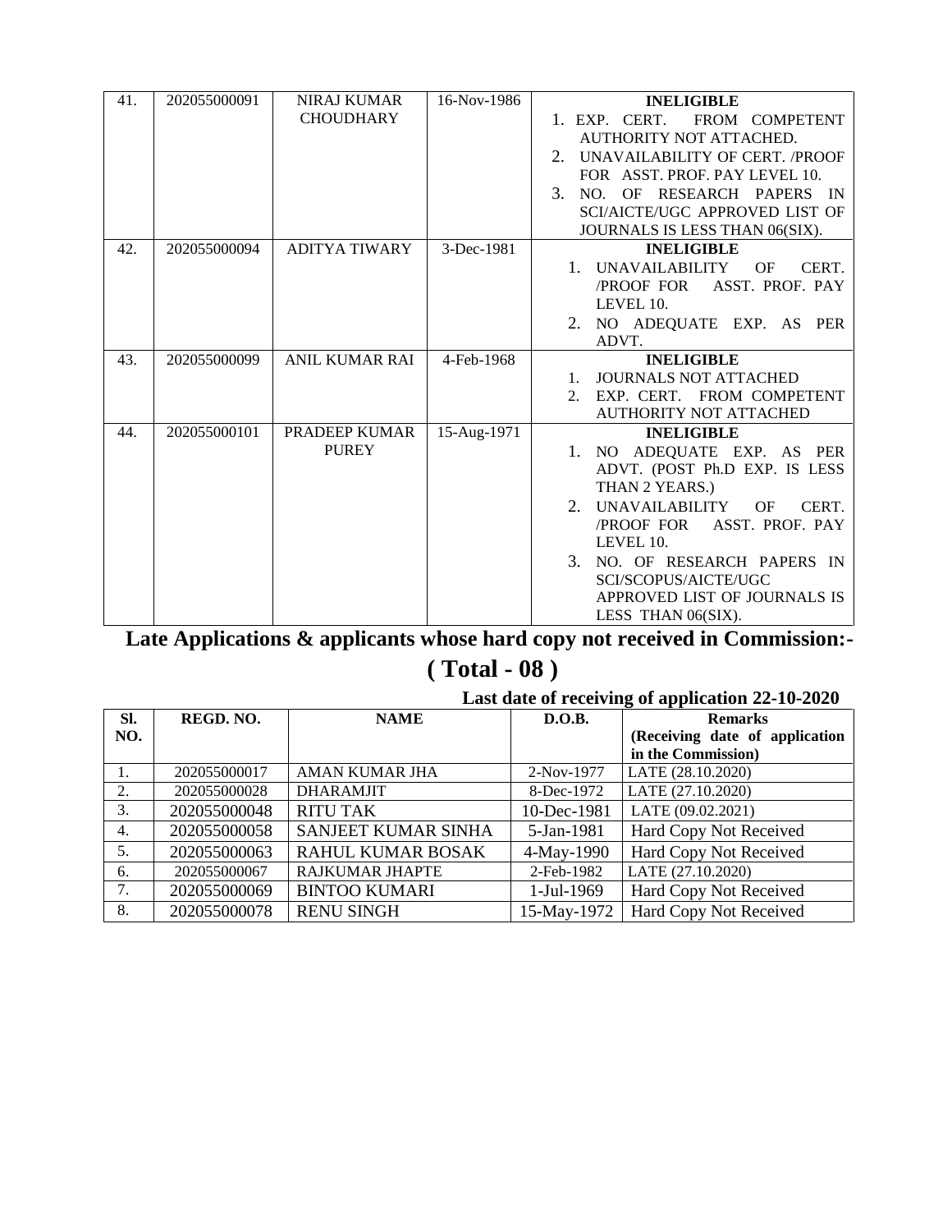| | | | | |
|---|---|---|---|---|
| 41. | 202055000091 | NIRAJ KUMAR CHOUDHARY | 16-Nov-1986 | **INELIGIBLE**<br>1. EXP. CERT. FROM COMPETENT AUTHORITY NOT ATTACHED.<br>2. UNAVAILABILITY OF CERT. /PROOF FOR ASST. PROF. PAY LEVEL 10.<br>3. NO. OF RESEARCH PAPERS IN SCI/AICTE/UGC APPROVED LIST OF JOURNALS IS LESS THAN 06(SIX). |
| 42. | 202055000094 | ADITYA TIWARY | 3-Dec-1981 | **INELIGIBLE**<br>1. UNAVAILABILITY OF CERT. /PROOF FOR ASST. PROF. PAY LEVEL 10.<br>2. NO ADEQUATE EXP. AS PER ADVT. |
| 43. | 202055000099 | ANIL KUMAR RAI | 4-Feb-1968 | **INELIGIBLE**<br>1. JOURNALS NOT ATTACHED<br>2. EXP. CERT. FROM COMPETENT AUTHORITY NOT ATTACHED |
| 44. | 202055000101 | PRADEEP KUMAR PUREY | 15-Aug-1971 | **INELIGIBLE**<br>1. NO ADEQUATE EXP. AS PER ADVT. (POST Ph.D EXP. IS LESS THAN 2 YEARS.)<br>2. UNAVAILABILITY OF CERT. /PROOF FOR ASST. PROF. PAY LEVEL 10.<br>3. NO. OF RESEARCH PAPERS IN SCI/SCOPUS/AICTE/UGC APPROVED LIST OF JOURNALS IS LESS THAN 06(SIX). |

## Late Applications & applicants whose hard copy not received in Commission:- ( Total - 08 )

**Last date of receiving of application 22-10-2020**

| Sl. NO. | REGD. NO. | NAME | D.O.B. | Remarks (Receiving date of application in the Commission) |
|---|---|---|---|---|
| 1. | 202055000017 | AMAN KUMAR JHA | 2-Nov-1977 | LATE (28.10.2020) |
| 2. | 202055000028 | DHARAMJIT | 8-Dec-1972 | LATE (27.10.2020) |
| 3. | 202055000048 | RITU TAK | 10-Dec-1981 | LATE (09.02.2021) |
| 4. | 202055000058 | SANJEET KUMAR SINHA | 5-Jan-1981 | Hard Copy Not Received |
| 5. | 202055000063 | RAHUL KUMAR BOSAK | 4-May-1990 | Hard Copy Not Received |
| 6. | 202055000067 | RAJKUMAR JHAPTE | 2-Feb-1982 | LATE (27.10.2020) |
| 7. | 202055000069 | BINTOO KUMARI | 1-Jul-1969 | Hard Copy Not Received |
| 8. | 202055000078 | RENU SINGH | 15-May-1972 | Hard Copy Not Received |